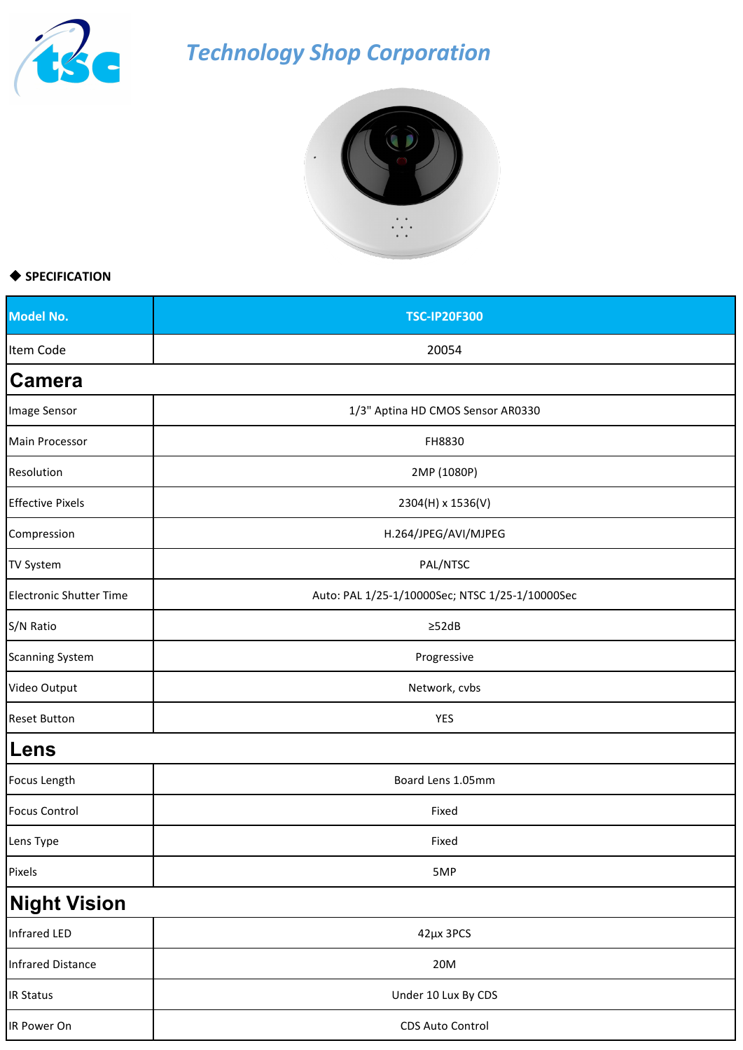# Technology Shop Corporation

◆ **SPECIFICATION**

| Model No. | TSC-IP20F300 |
|---|---|
| Item Code | 20054 |
| **Camera** | |
| Image Sensor | 1/3" Aptina HD CMOS Sensor AR0330 |
| Main Processor | FH8830 |
| Resolution | 2MP (1080P) |
| Effective Pixels | 2304(H) x 1536(V) |
| Compression | H.264/JPEG/AVI/MJPEG |
| TV System | PAL/NTSC |
| Electronic Shutter Time | Auto: PAL 1/25-1/10000Sec; NTSC 1/25-1/10000Sec |
| S/N Ratio | ≥52dB |
| Scanning System | Progressive |
| Video Output | Network, cvbs |
| Reset Button | YES |
| **Lens** | |
| Focus Length | Board Lens 1.05mm |
| Focus Control | Fixed |
| Lens Type | Fixed |
| Pixels | 5MP |
| **Night Vision** | |
| Infrared LED | 42µx 3PCS |
| Infrared Distance | 20M |
| IR Status | Under 10 Lux By CDS |
| IR Power On | CDS Auto Control |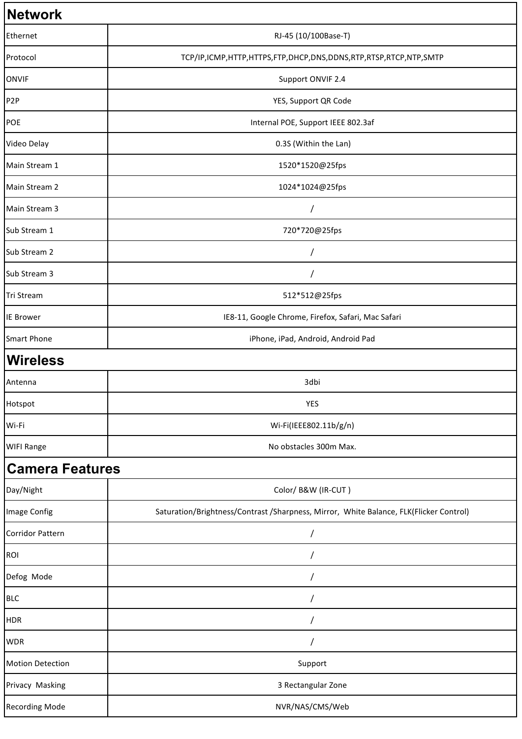| Network | |
|---|---|
| Ethernet | RJ-45 (10/100Base-T) |
| Protocol | TCP/IP,ICMP,HTTP,HTTPS,FTP,DHCP,DNS,DDNS,RTP,RTSP,RTCP,NTP,SMTP |
| ONVIF | Support ONVIF 2.4 |
| P2P | YES, Support QR Code |
| POE | Internal POE, Support IEEE 802.3af |
| Video Delay | 0.3S (Within the Lan) |
| Main Stream 1 | 1520*1520@25fps |
| Main Stream 2 | 1024*1024@25fps |
| Main Stream 3 | / |
| Sub Stream 1 | 720*720@25fps |
| Sub Stream 2 | / |
| Sub Stream 3 | / |
| Tri Stream | 512*512@25fps |
| IE Brower | IE8-11, Google Chrome, Firefox, Safari, Mac Safari |
| Smart Phone | iPhone, iPad, Android, Android Pad |
| **Wireless** | |
| Antenna | 3dbi |
| Hotspot | YES |
| Wi-Fi | Wi-Fi(IEEE802.11b/g/n) |
| WIFI Range | No obstacles 300m Max. |
| **Camera Features** | |
| Day/Night | Color/ B&W (IR-CUT ) |
| Image Config | Saturation/Brightness/Contrast /Sharpness, Mirror, White Balance, FLK(Flicker Control) |
| Corridor Pattern | / |
| ROI | / |
| Defog Mode | / |
| BLC | / |
| HDR | / |
| WDR | / |
| Motion Detection | Support |
| Privacy Masking | 3 Rectangular Zone |
| Recording Mode | NVR/NAS/CMS/Web |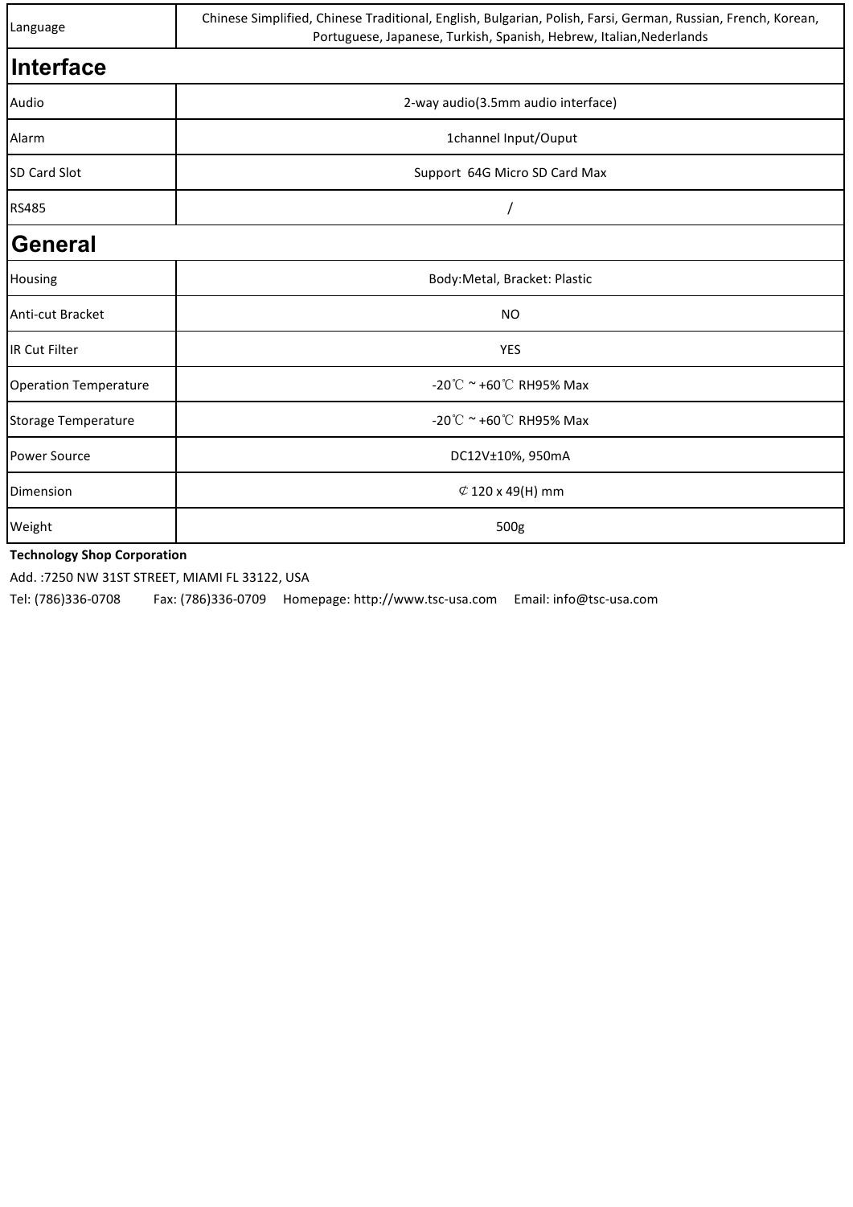| | |
|---|---|
| Language | Chinese Simplified, Chinese Traditional, English, Bulgarian, Polish, Farsi, German, Russian, French, Korean, Portuguese, Japanese, Turkish, Spanish, Hebrew, Italian,Nederlands |
| **Interface** | |
| Audio | 2-way audio(3.5mm audio interface) |
| Alarm | 1channel Input/Ouput |
| SD Card Slot | Support 64G Micro SD Card Max |
| RS485 | / |
| **General** | |
| Housing | Body:Metal, Bracket: Plastic |
| Anti-cut Bracket | NO |
| IR Cut Filter | YES |
| Operation Temperature | -20℃ ~ +60℃ RH95% Max |
| Storage Temperature | -20℃ ~ +60℃ RH95% Max |
| Power Source | DC12V±10%, 950mA |
| Dimension | ⊄120 x 49(H) mm |
| Weight | 500g |

**Technology Shop Corporation**

Add. :7250 NW 31ST STREET, MIAMI FL 33122, USA

Tel: (786)336-0708 Fax: (786)336-0709 Homepage: http://www.tsc-usa.com Email: info@tsc-usa.com